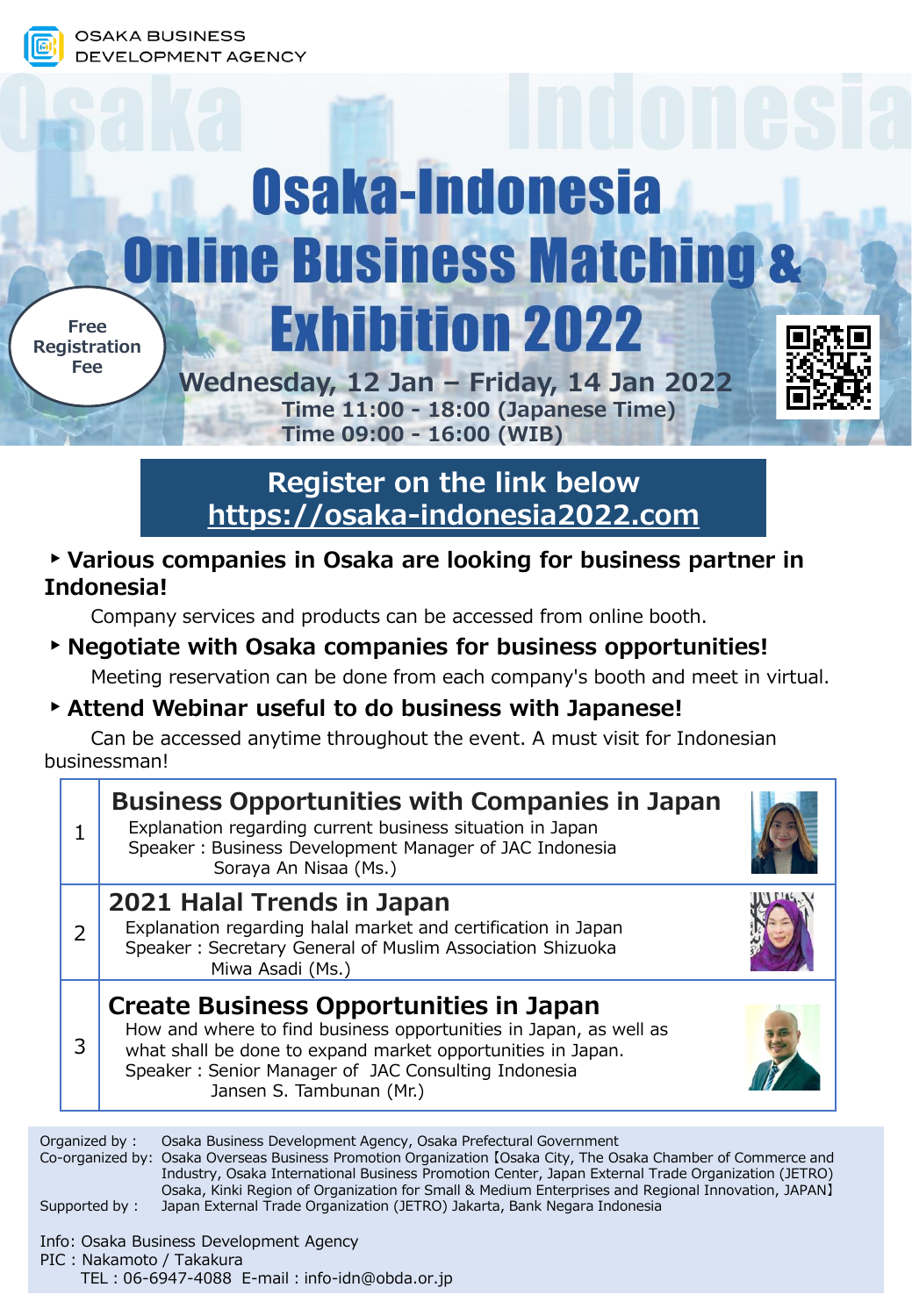OSAKA BUSINESS DEVELOPMENT AGENCY

# Osaka-Indonesia Online Business Matching & Exhibition 2022

**Free Registration Fee**

**Wednesday, 12 Jan – Friday, 14 Jan 2022**
**Time 11:00 - 18:00 (Japanese Time)**
**Time 09:00 - 16:00 (WIB)**

## Register on the link below
## https://osaka-indonesia2022.com

- **Various companies in Osaka are looking for business partner in Indonesia!**
  Company services and products can be accessed from online booth.
- **Negotiate with Osaka companies for business opportunities!**
  Meeting reservation can be done from each company's booth and meet in virtual.
- **Attend Webinar useful to do business with Japanese!**
  Can be accessed anytime throughout the event. A must visit for Indonesian businessman!

| No. | Webinar |
|---|---|
| 1 | **Business Opportunities with Companies in Japan**<br>Explanation regarding current business situation in Japan<br>Speaker : Business Development Manager of JAC Indonesia<br>Soraya An Nisaa (Ms.) |
| 2 | **2021 Halal Trends in Japan**<br>Explanation regarding halal market and certification in Japan<br>Speaker : Secretary General of Muslim Association Shizuoka<br>Miwa Asadi (Ms.) |
| 3 | **Create Business Opportunities in Japan**<br>How and where to find business opportunities in Japan, as well as what shall be done to expand market opportunities in Japan.<br>Speaker : Senior Manager of JAC Consulting Indonesia<br>Jansen S. Tambunan (Mr.) |

Organized by : Osaka Business Development Agency, Osaka Prefectural Government
Co-organized by: Osaka Overseas Business Promotion Organization【Osaka City, The Osaka Chamber of Commerce and Industry, Osaka International Business Promotion Center, Japan External Trade Organization (JETRO) Osaka, Kinki Region of Organization for Small & Medium Enterprises and Regional Innovation, JAPAN】
Supported by : Japan External Trade Organization (JETRO) Jakarta, Bank Negara Indonesia

Info: Osaka Business Development Agency
PIC : Nakamoto / Takakura
TEL : 06-6947-4088 E-mail : info-idn@obda.or.jp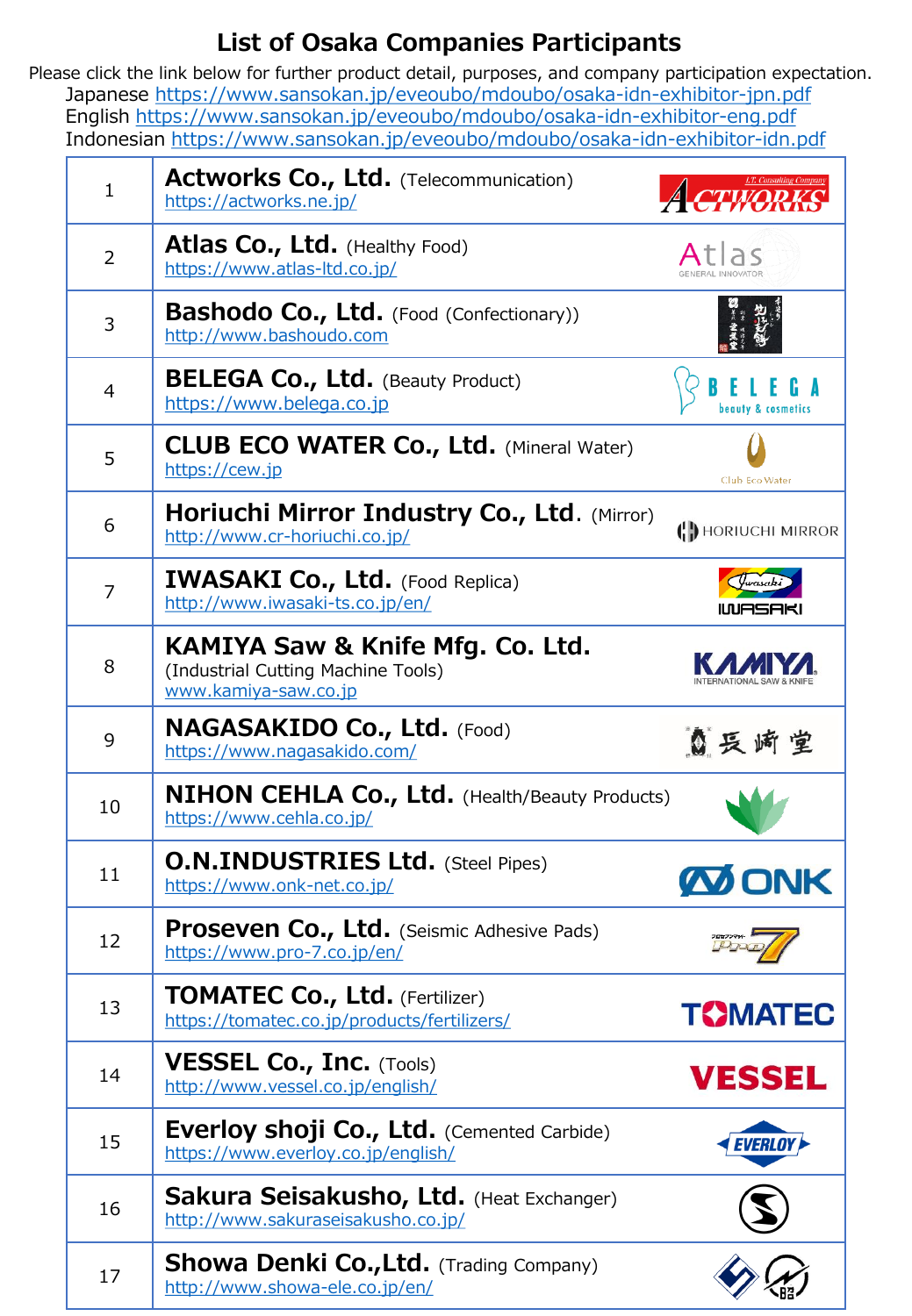## List of Osaka Companies Participants

Please click the link below for further product detail, purposes, and company participation expectation.
Japanese https://www.sansokan.jp/eveoubo/mdoubo/osaka-idn-exhibitor-jpn.pdf
English https://www.sansokan.jp/eveoubo/mdoubo/osaka-idn-exhibitor-eng.pdf
Indonesian https://www.sansokan.jp/eveoubo/mdoubo/osaka-idn-exhibitor-idn.pdf

| | | |
|---|---|---|
| 1 | **Actworks Co., Ltd.** (Telecommunication)<br>https://actworks.ne.jp/ | |
| 2 | **Atlas Co., Ltd.** (Healthy Food)<br>https://www.atlas-ltd.co.jp/ | |
| 3 | **Bashodo Co., Ltd.** (Food (Confectionary))<br>http://www.bashoudo.com | |
| 4 | **BELEGA Co., Ltd.** (Beauty Product)<br>https://www.belega.co.jp | |
| 5 | **CLUB ECO WATER Co., Ltd.** (Mineral Water)<br>https://cew.jp | |
| 6 | **Horiuchi Mirror Industry Co., Ltd.** (Mirror)<br>http://www.cr-horiuchi.co.jp/ | |
| 7 | **IWASAKI Co., Ltd.** (Food Replica)<br>http://www.iwasaki-ts.co.jp/en/ | |
| 8 | **KAMIYA Saw & Knife Mfg. Co. Ltd.**<br>(Industrial Cutting Machine Tools)<br>www.kamiya-saw.co.jp | |
| 9 | **NAGASAKIDO Co., Ltd.** (Food)<br>https://www.nagasakido.com/ | |
| 10 | **NIHON CEHLA Co., Ltd.** (Health/Beauty Products)<br>https://www.cehla.co.jp/ | |
| 11 | **O.N.INDUSTRIES Ltd.** (Steel Pipes)<br>https://www.onk-net.co.jp/ | |
| 12 | **Proseven Co., Ltd.** (Seismic Adhesive Pads)<br>https://www.pro-7.co.jp/en/ | |
| 13 | **TOMATEC Co., Ltd.** (Fertilizer)<br>https://tomatec.co.jp/products/fertilizers/ | |
| 14 | **VESSEL Co., Inc.** (Tools)<br>http://www.vessel.co.jp/english/ | |
| 15 | **Everloy shoji Co., Ltd.** (Cemented Carbide)<br>https://www.everloy.co.jp/english/ | |
| 16 | **Sakura Seisakusho, Ltd.** (Heat Exchanger)<br>http://www.sakuraseisakusho.co.jp/ | |
| 17 | **Showa Denki Co.,Ltd.** (Trading Company)<br>http://www.showa-ele.co.jp/en/ | |